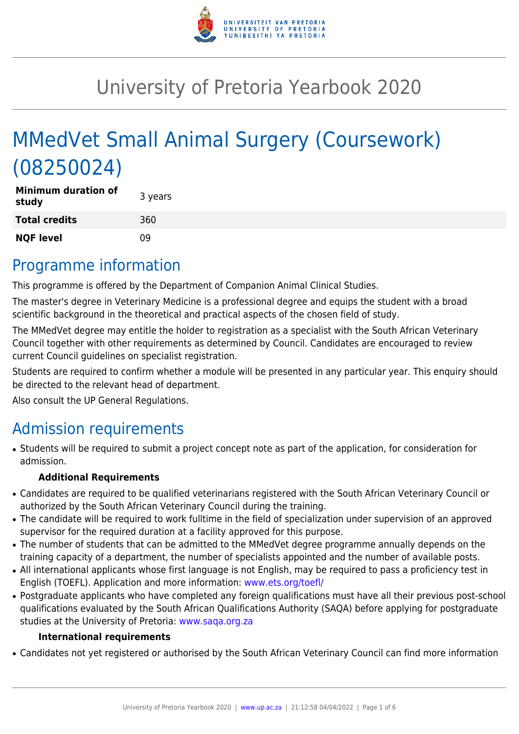# University of Pretoria Yearbook 2020

# MMedVet Small Animal Surgery (Coursework) (08250024)

| | |
|---|---|
| **Minimum duration of study** | 3 years |
| **Total credits** | 360 |
| **NQF level** | 09 |

## Programme information

This programme is offered by the Department of Companion Animal Clinical Studies.

The master's degree in Veterinary Medicine is a professional degree and equips the student with a broad scientific background in the theoretical and practical aspects of the chosen field of study.

The MMedVet degree may entitle the holder to registration as a specialist with the South African Veterinary Council together with other requirements as determined by Council. Candidates are encouraged to review current Council guidelines on specialist registration.

Students are required to confirm whether a module will be presented in any particular year. This enquiry should be directed to the relevant head of department.

Also consult the UP General Regulations.

## Admission requirements

- Students will be required to submit a project concept note as part of the application, for consideration for admission.

**Additional Requirements**

- Candidates are required to be qualified veterinarians registered with the South African Veterinary Council or authorized by the South African Veterinary Council during the training.
- The candidate will be required to work fulltime in the field of specialization under supervision of an approved supervisor for the required duration at a facility approved for this purpose.
- The number of students that can be admitted to the MMedVet degree programme annually depends on the training capacity of a department, the number of specialists appointed and the number of available posts.
- All international applicants whose first language is not English, may be required to pass a proficiency test in English (TOEFL). Application and more information: www.ets.org/toefl/
- Postgraduate applicants who have completed any foreign qualifications must have all their previous post-school qualifications evaluated by the South African Qualifications Authority (SAQA) before applying for postgraduate studies at the University of Pretoria: www.saqa.org.za

**International requirements**

- Candidates not yet registered or authorised by the South African Veterinary Council can find more information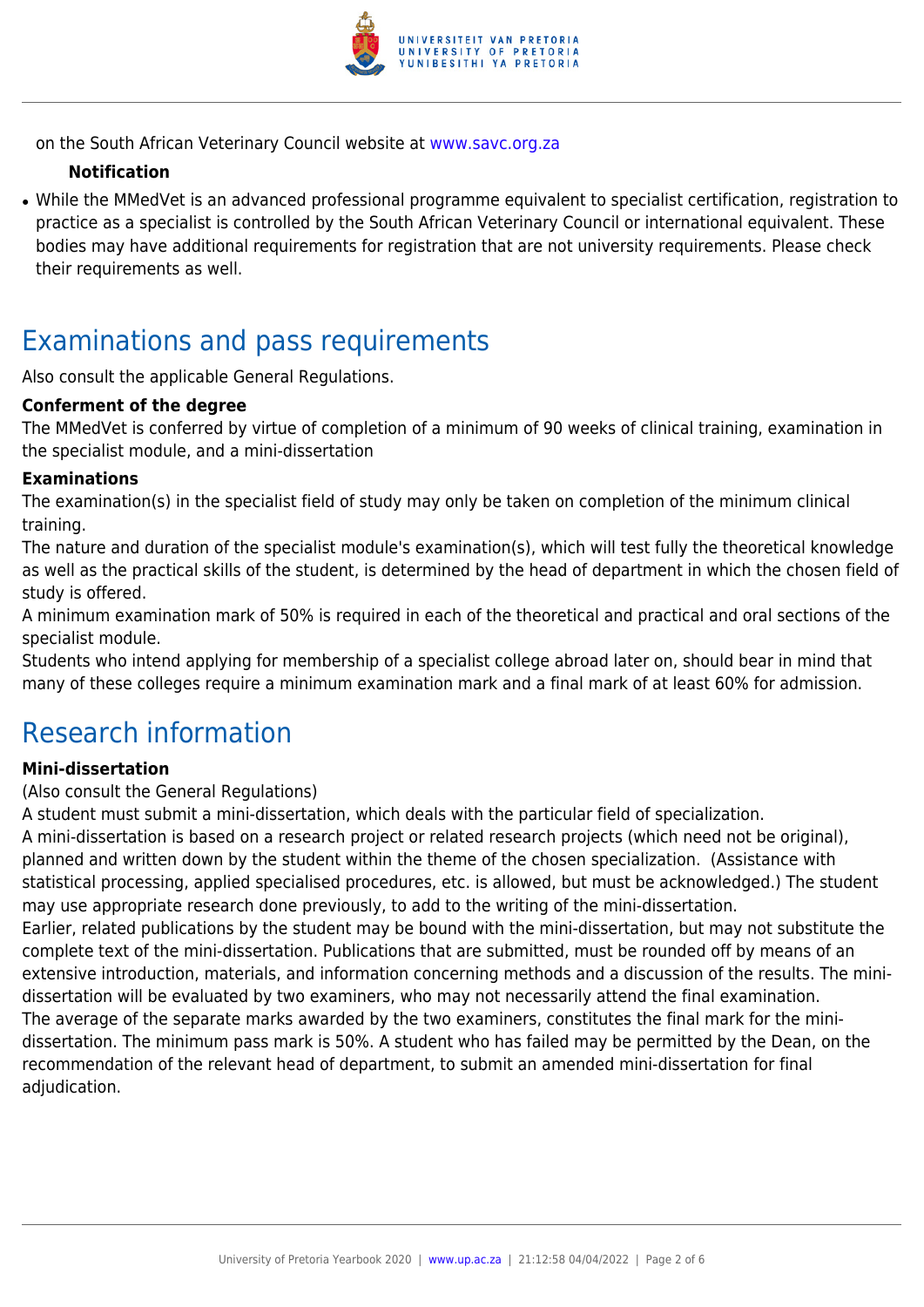on the South African Veterinary Council website at www.savc.org.za

**Notification**

- While the MMedVet is an advanced professional programme equivalent to specialist certification, registration to practice as a specialist is controlled by the South African Veterinary Council or international equivalent. These bodies may have additional requirements for registration that are not university requirements. Please check their requirements as well.

# Examinations and pass requirements

Also consult the applicable General Regulations.

**Conferment of the degree**

The MMedVet is conferred by virtue of completion of a minimum of 90 weeks of clinical training, examination in the specialist module, and a mini-dissertation

**Examinations**

The examination(s) in the specialist field of study may only be taken on completion of the minimum clinical training.

The nature and duration of the specialist module's examination(s), which will test fully the theoretical knowledge as well as the practical skills of the student, is determined by the head of department in which the chosen field of study is offered.

A minimum examination mark of 50% is required in each of the theoretical and practical and oral sections of the specialist module.

Students who intend applying for membership of a specialist college abroad later on, should bear in mind that many of these colleges require a minimum examination mark and a final mark of at least 60% for admission.

# Research information

**Mini-dissertation**

(Also consult the General Regulations)

A student must submit a mini-dissertation, which deals with the particular field of specialization.

A mini-dissertation is based on a research project or related research projects (which need not be original), planned and written down by the student within the theme of the chosen specialization. (Assistance with statistical processing, applied specialised procedures, etc. is allowed, but must be acknowledged.) The student may use appropriate research done previously, to add to the writing of the mini-dissertation.

Earlier, related publications by the student may be bound with the mini-dissertation, but may not substitute the complete text of the mini-dissertation. Publications that are submitted, must be rounded off by means of an extensive introduction, materials, and information concerning methods and a discussion of the results. The mini-dissertation will be evaluated by two examiners, who may not necessarily attend the final examination.

The average of the separate marks awarded by the two examiners, constitutes the final mark for the mini-dissertation. The minimum pass mark is 50%. A student who has failed may be permitted by the Dean, on the recommendation of the relevant head of department, to submit an amended mini-dissertation for final adjudication.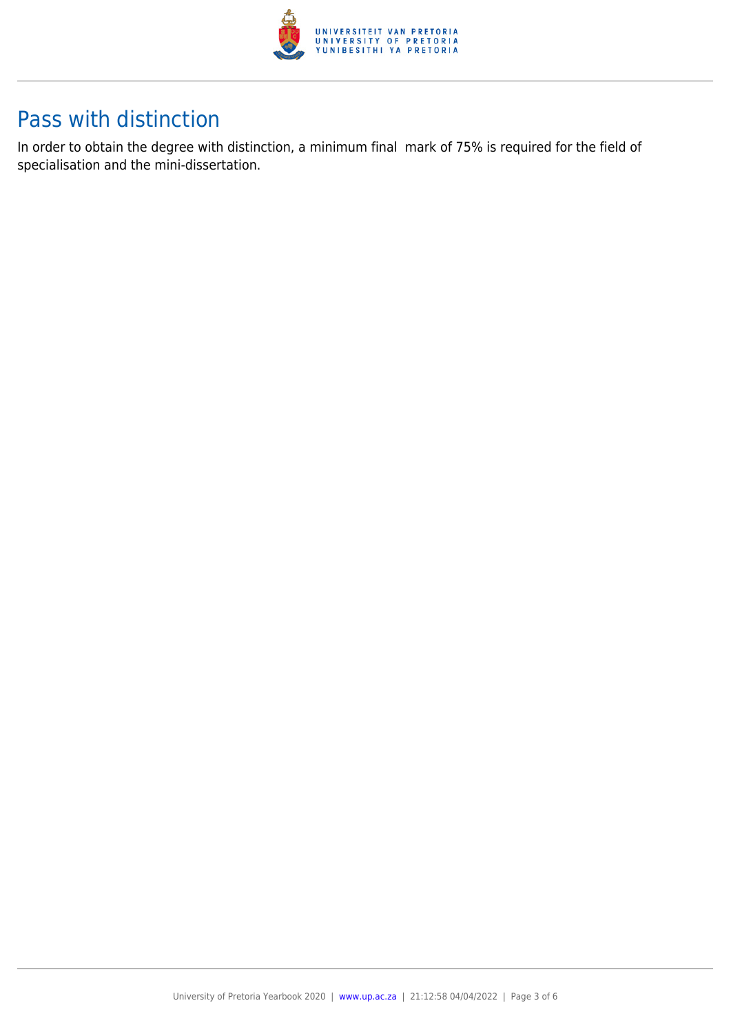## Pass with distinction

In order to obtain the degree with distinction, a minimum final mark of 75% is required for the field of specialisation and the mini-dissertation.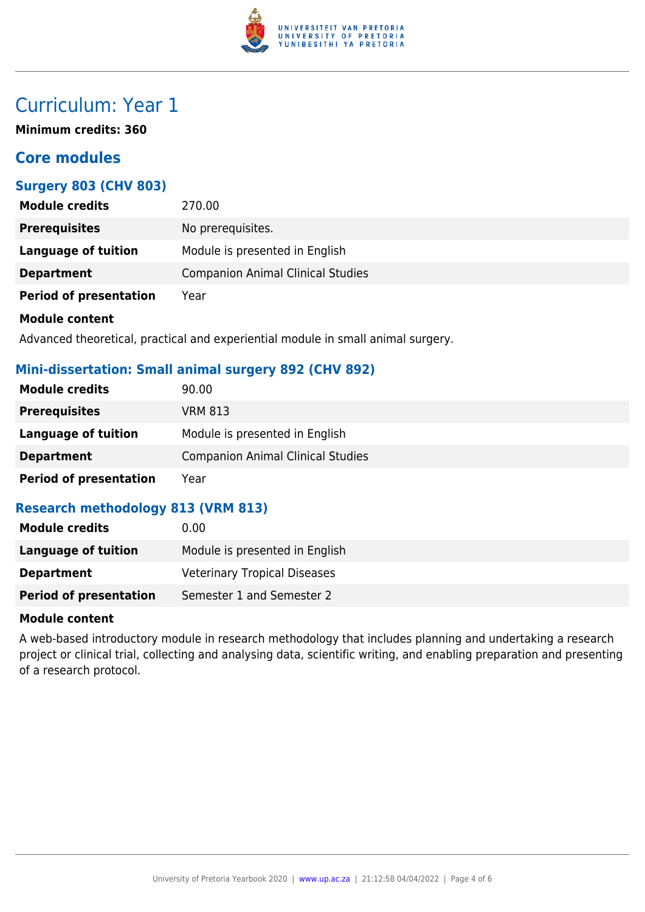# Curriculum: Year 1

**Minimum credits: 360**

## Core modules

### Surgery 803 (CHV 803)

| | |
|---|---|
| **Module credits** | 270.00 |
| **Prerequisites** | No prerequisites. |
| **Language of tuition** | Module is presented in English |
| **Department** | Companion Animal Clinical Studies |
| **Period of presentation** | Year |

**Module content**

Advanced theoretical, practical and experiential module in small animal surgery.

### Mini-dissertation: Small animal surgery 892 (CHV 892)

| | |
|---|---|
| **Module credits** | 90.00 |
| **Prerequisites** | VRM 813 |
| **Language of tuition** | Module is presented in English |
| **Department** | Companion Animal Clinical Studies |
| **Period of presentation** | Year |

### Research methodology 813 (VRM 813)

| | |
|---|---|
| **Module credits** | 0.00 |
| **Language of tuition** | Module is presented in English |
| **Department** | Veterinary Tropical Diseases |
| **Period of presentation** | Semester 1 and Semester 2 |

**Module content**

A web-based introductory module in research methodology that includes planning and undertaking a research project or clinical trial, collecting and analysing data, scientific writing, and enabling preparation and presenting of a research protocol.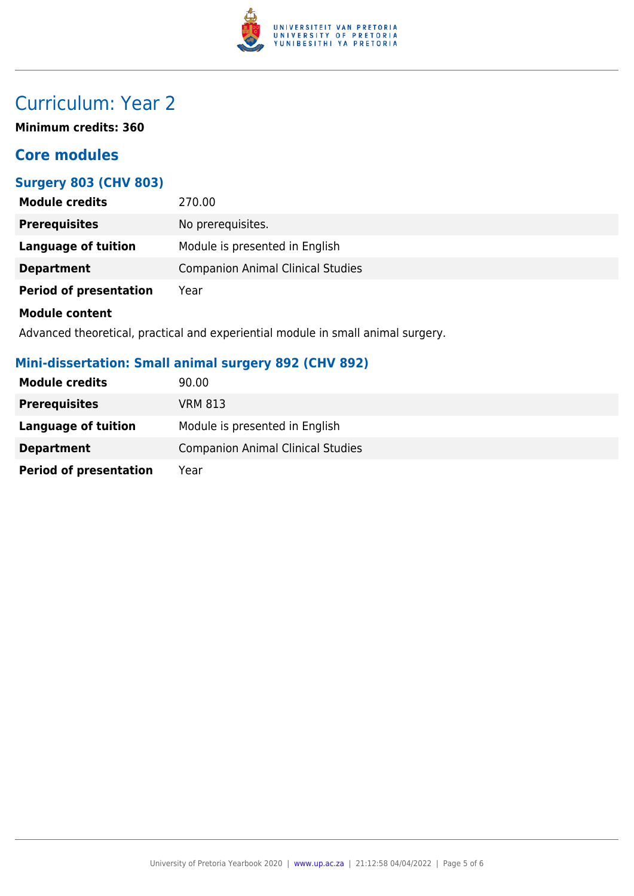# Curriculum: Year 2

**Minimum credits: 360**

## Core modules

### Surgery 803 (CHV 803)

| | |
|---|---|
| **Module credits** | 270.00 |
| **Prerequisites** | No prerequisites. |
| **Language of tuition** | Module is presented in English |
| **Department** | Companion Animal Clinical Studies |
| **Period of presentation** | Year |

**Module content**

Advanced theoretical, practical and experiential module in small animal surgery.

### Mini-dissertation: Small animal surgery 892 (CHV 892)

| | |
|---|---|
| **Module credits** | 90.00 |
| **Prerequisites** | VRM 813 |
| **Language of tuition** | Module is presented in English |
| **Department** | Companion Animal Clinical Studies |
| **Period of presentation** | Year |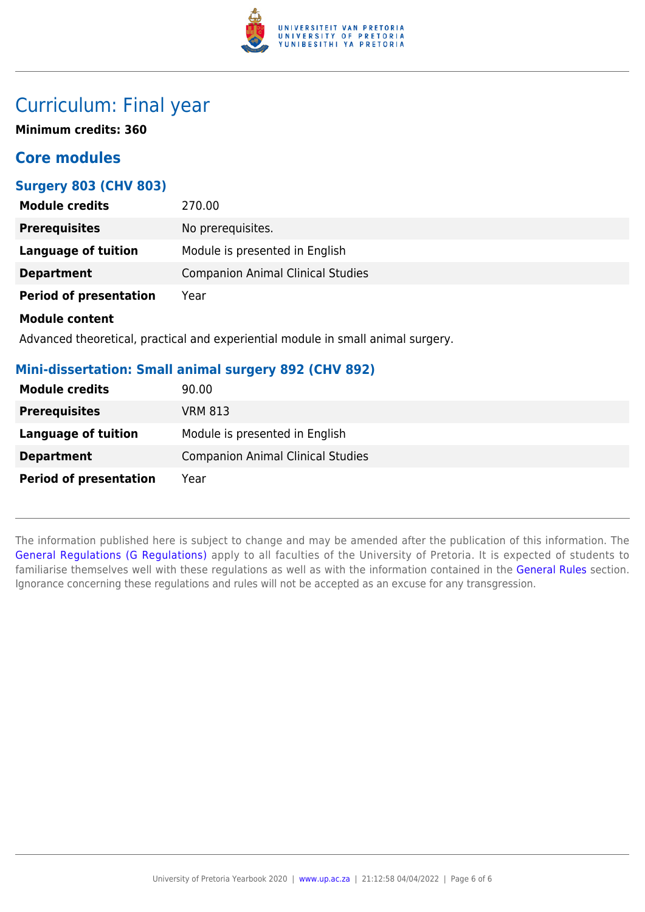# Curriculum: Final year

**Minimum credits: 360**

## Core modules

### Surgery 803 (CHV 803)

| | |
|---|---|
| **Module credits** | 270.00 |
| **Prerequisites** | No prerequisites. |
| **Language of tuition** | Module is presented in English |
| **Department** | Companion Animal Clinical Studies |
| **Period of presentation** | Year |

**Module content**

Advanced theoretical, practical and experiential module in small animal surgery.

### Mini-dissertation: Small animal surgery 892 (CHV 892)

| | |
|---|---|
| **Module credits** | 90.00 |
| **Prerequisites** | VRM 813 |
| **Language of tuition** | Module is presented in English |
| **Department** | Companion Animal Clinical Studies |
| **Period of presentation** | Year |

The information published here is subject to change and may be amended after the publication of this information. The General Regulations (G Regulations) apply to all faculties of the University of Pretoria. It is expected of students to familiarise themselves well with these regulations as well as with the information contained in the General Rules section. Ignorance concerning these regulations and rules will not be accepted as an excuse for any transgression.